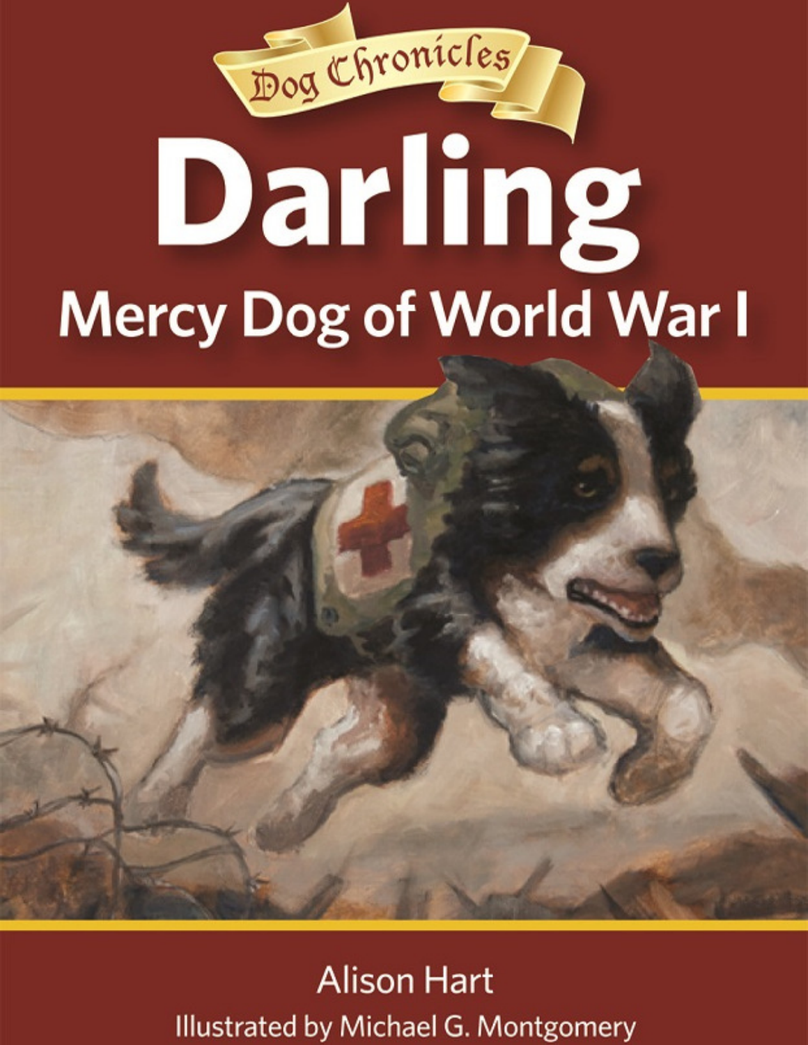Dog Chronicles

# Darling

## Mercy Dog of World War I

Alison Hart

Illustrated by Michael G. Montgomery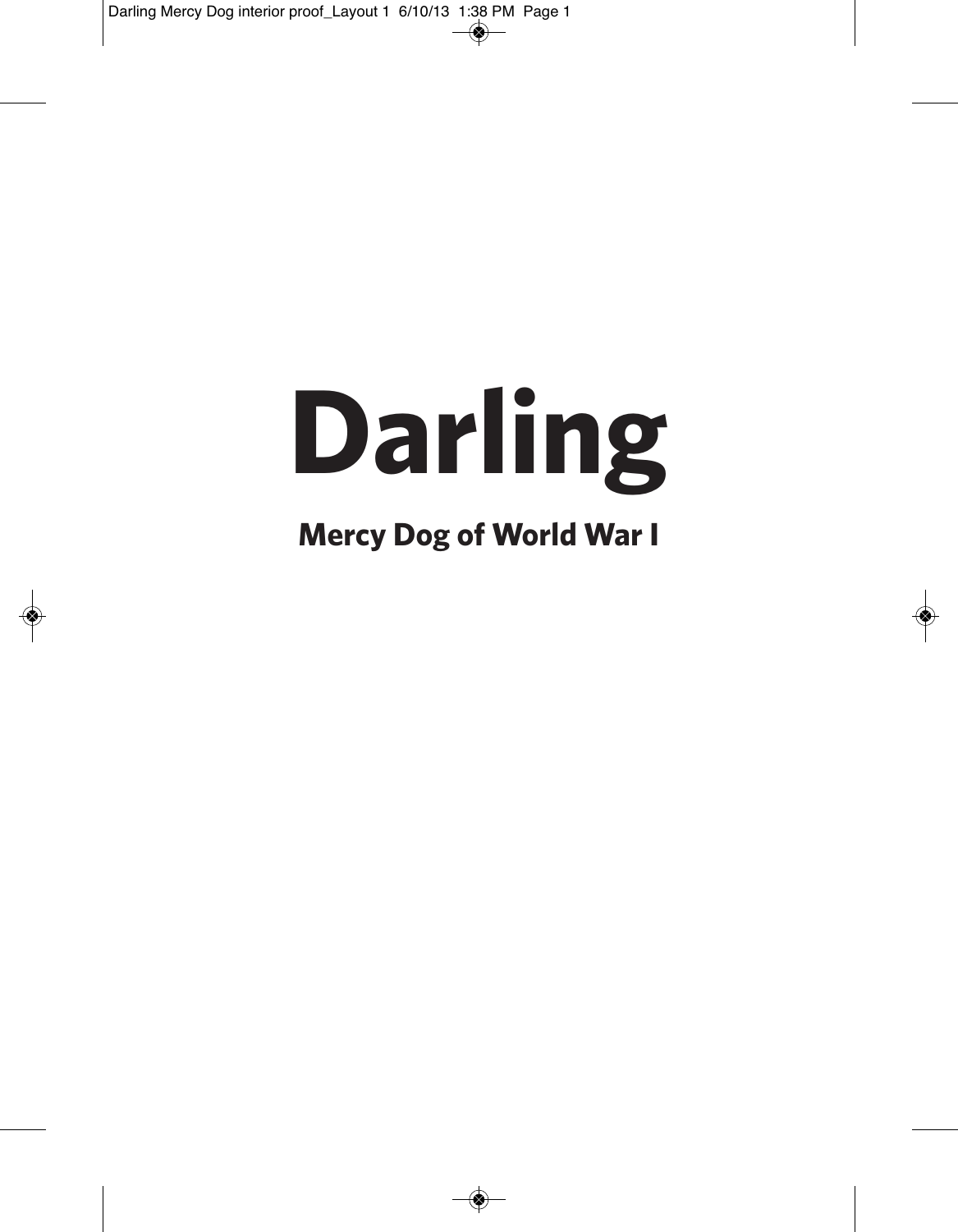# Darling

## Mercy Dog of World War I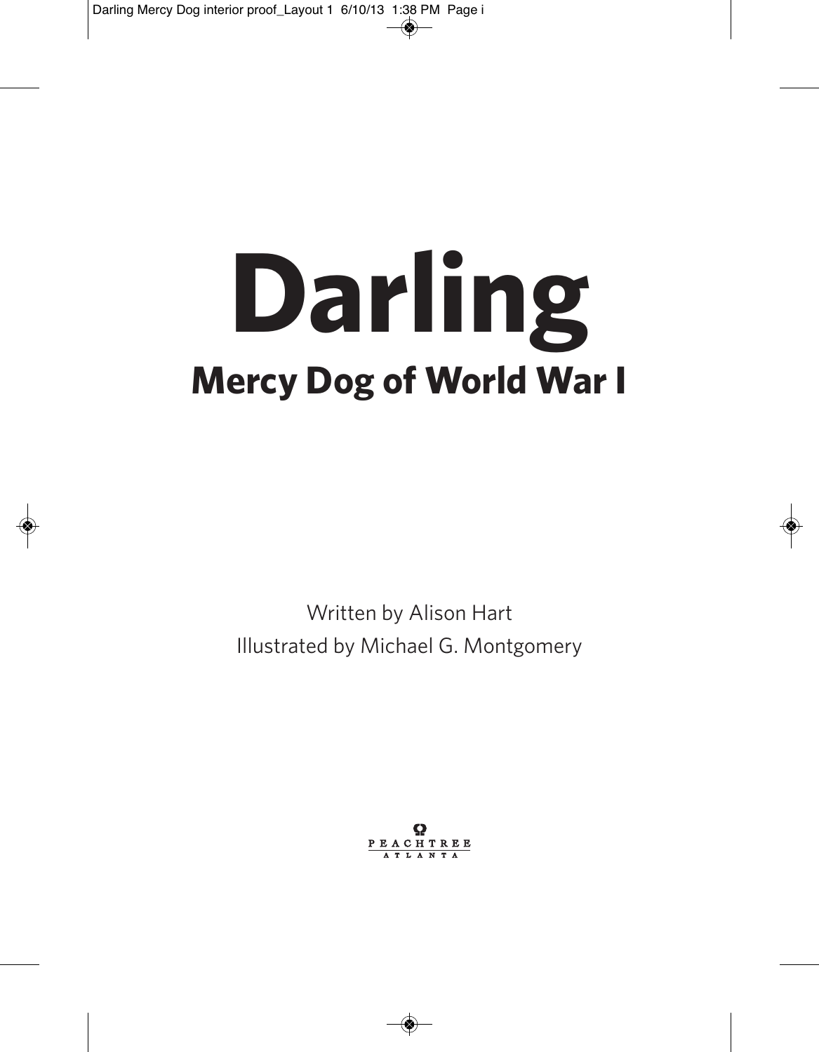# Darling

## Mercy Dog of World War I

Written by Alison Hart

Illustrated by Michael G. Montgomery

PEACHTREE

ATLANTA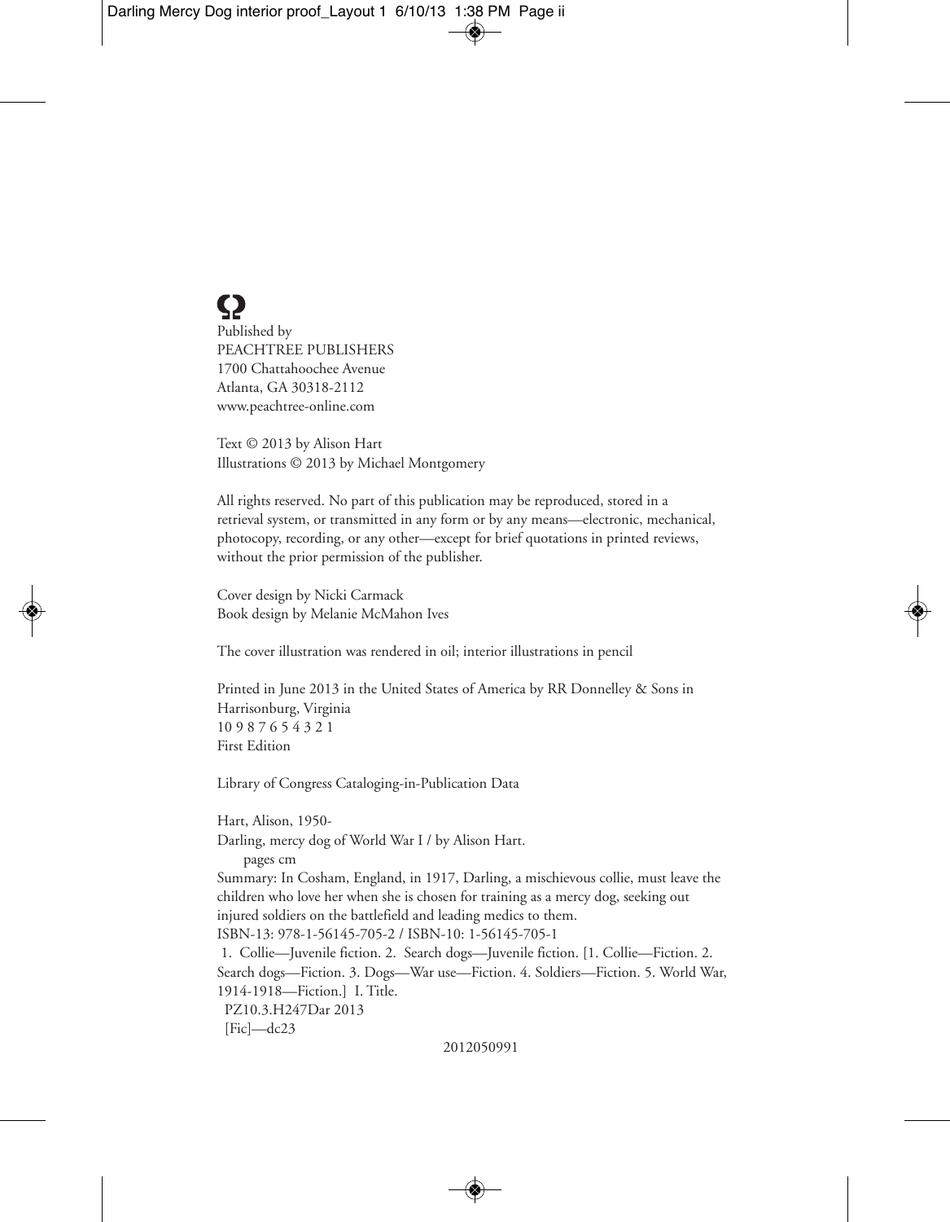Published by  
PEACHTREE PUBLISHERS  
1700 Chattahoochee Avenue  
Atlanta, GA 30318-2112  
www.peachtree-online.com

Text © 2013 by Alison Hart  
Illustrations © 2013 by Michael Montgomery

All rights reserved. No part of this publication may be reproduced, stored in a retrieval system, or transmitted in any form or by any means—electronic, mechanical, photocopy, recording, or any other—except for brief quotations in printed reviews, without the prior permission of the publisher.

Cover design by Nicki Carmack  
Book design by Melanie McMahon Ives

The cover illustration was rendered in oil; interior illustrations in pencil

Printed in June 2013 in the United States of America by RR Donnelley & Sons in Harrisonburg, Virginia  
10 9 8 7 6 5 4 3 2 1  
First Edition

Library of Congress Cataloging-in-Publication Data

Hart, Alison, 1950-  
Darling, mercy dog of World War I / by Alison Hart.  
pages cm  
Summary: In Cosham, England, in 1917, Darling, a mischievous collie, must leave the children who love her when she is chosen for training as a mercy dog, seeking out injured soldiers on the battlefield and leading medics to them.  
ISBN-13: 978-1-56145-705-2 / ISBN-10: 1-56145-705-1  
1. Collie—Juvenile fiction. 2. Search dogs—Juvenile fiction. [1. Collie—Fiction. 2. Search dogs—Fiction. 3. Dogs—War use—Fiction. 4. Soldiers—Fiction. 5. World War, 1914-1918—Fiction.] I. Title.  
PZ10.3.H247Dar 2013  
[Fic]—dc23

2012050991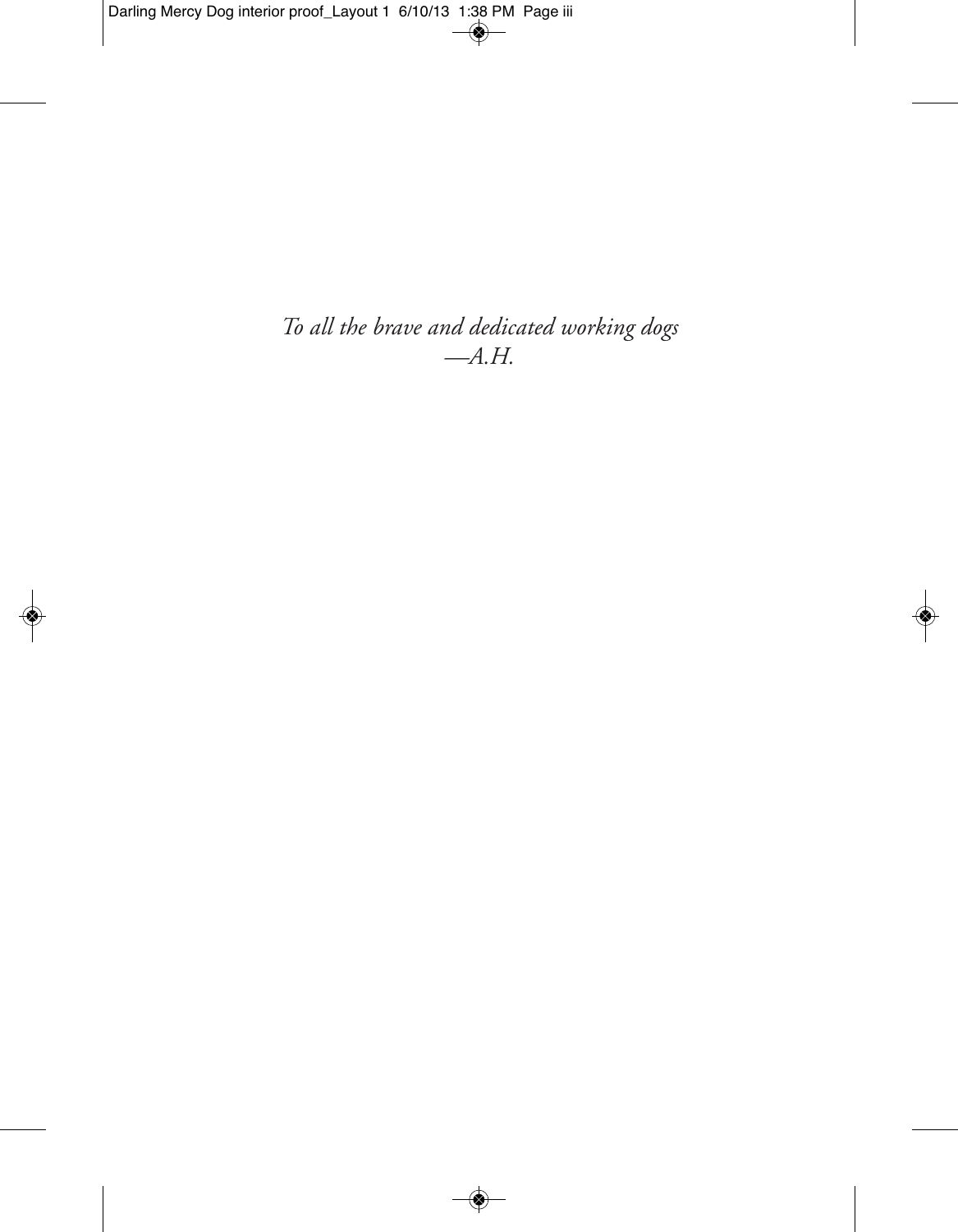*To all the brave and dedicated working dogs*  
*—A.H.*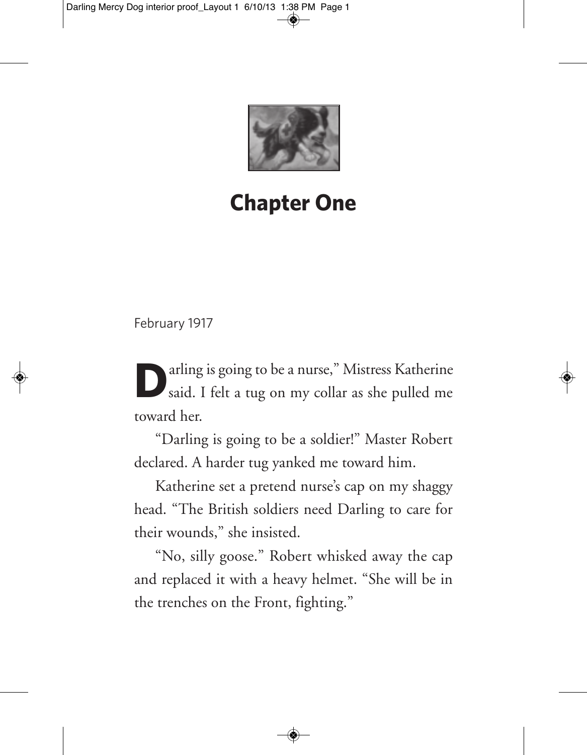# Chapter One

February 1917

"Darling is going to be a nurse," Mistress Katherine said. I felt a tug on my collar as she pulled me toward her.

"Darling is going to be a soldier!" Master Robert declared. A harder tug yanked me toward him.

Katherine set a pretend nurse's cap on my shaggy head. "The British soldiers need Darling to care for their wounds," she insisted.

"No, silly goose." Robert whisked away the cap and replaced it with a heavy helmet. "She will be in the trenches on the Front, fighting."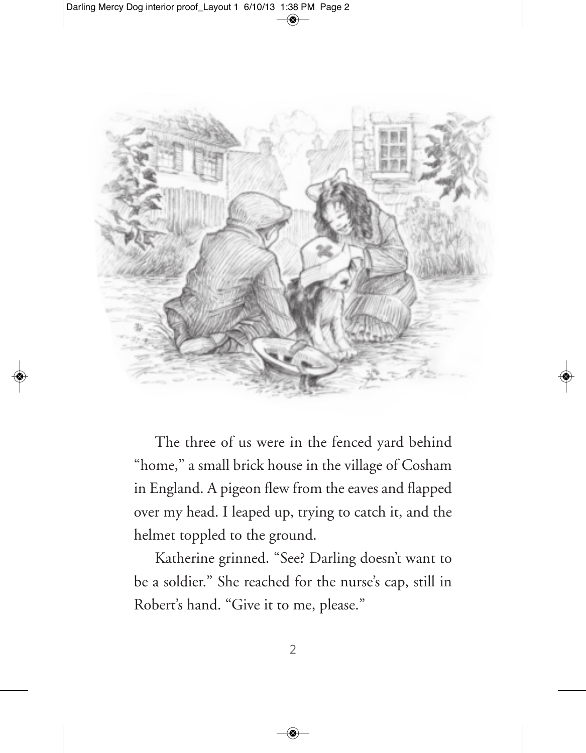The three of us were in the fenced yard behind "home," a small brick house in the village of Cosham in England. A pigeon flew from the eaves and flapped over my head. I leaped up, trying to catch it, and the helmet toppled to the ground.

Katherine grinned. "See? Darling doesn't want to be a soldier." She reached for the nurse's cap, still in Robert's hand. "Give it to me, please."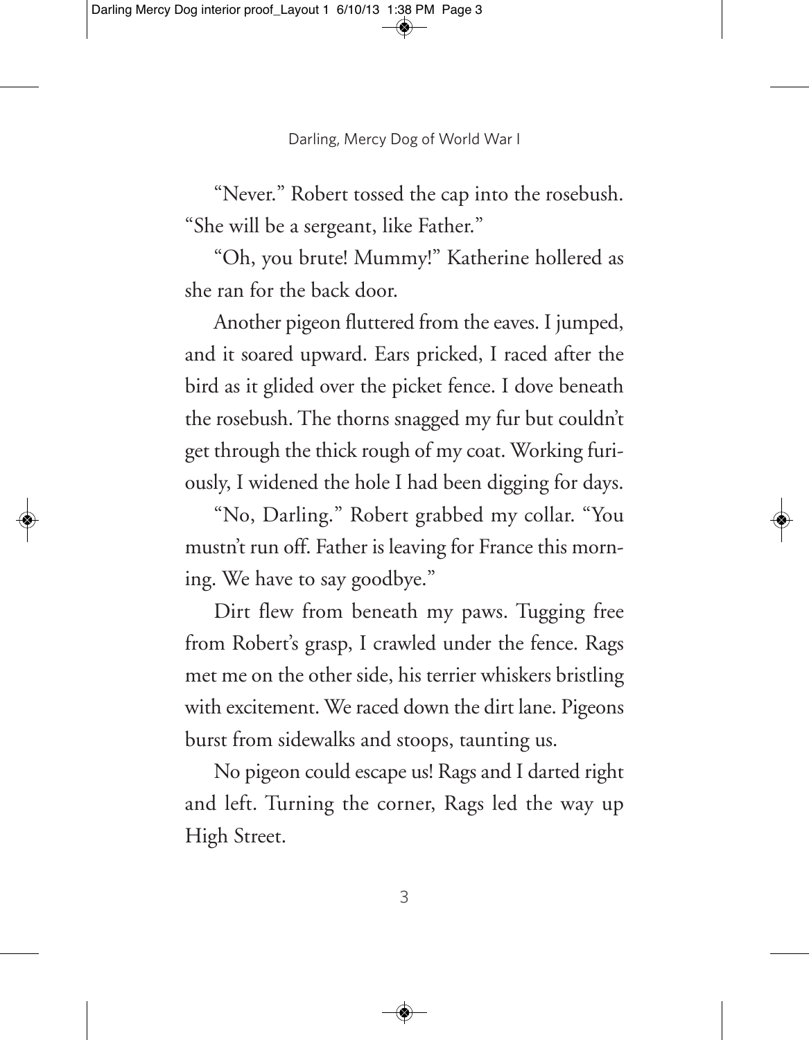"Never." Robert tossed the cap into the rosebush. "She will be a sergeant, like Father."

"Oh, you brute! Mummy!" Katherine hollered as she ran for the back door.

Another pigeon fluttered from the eaves. I jumped, and it soared upward. Ears pricked, I raced after the bird as it glided over the picket fence. I dove beneath the rosebush. The thorns snagged my fur but couldn't get through the thick rough of my coat. Working furiously, I widened the hole I had been digging for days.

"No, Darling." Robert grabbed my collar. "You mustn't run off. Father is leaving for France this morning. We have to say goodbye."

Dirt flew from beneath my paws. Tugging free from Robert's grasp, I crawled under the fence. Rags met me on the other side, his terrier whiskers bristling with excitement. We raced down the dirt lane. Pigeons burst from sidewalks and stoops, taunting us.

No pigeon could escape us! Rags and I darted right and left. Turning the corner, Rags led the way up High Street.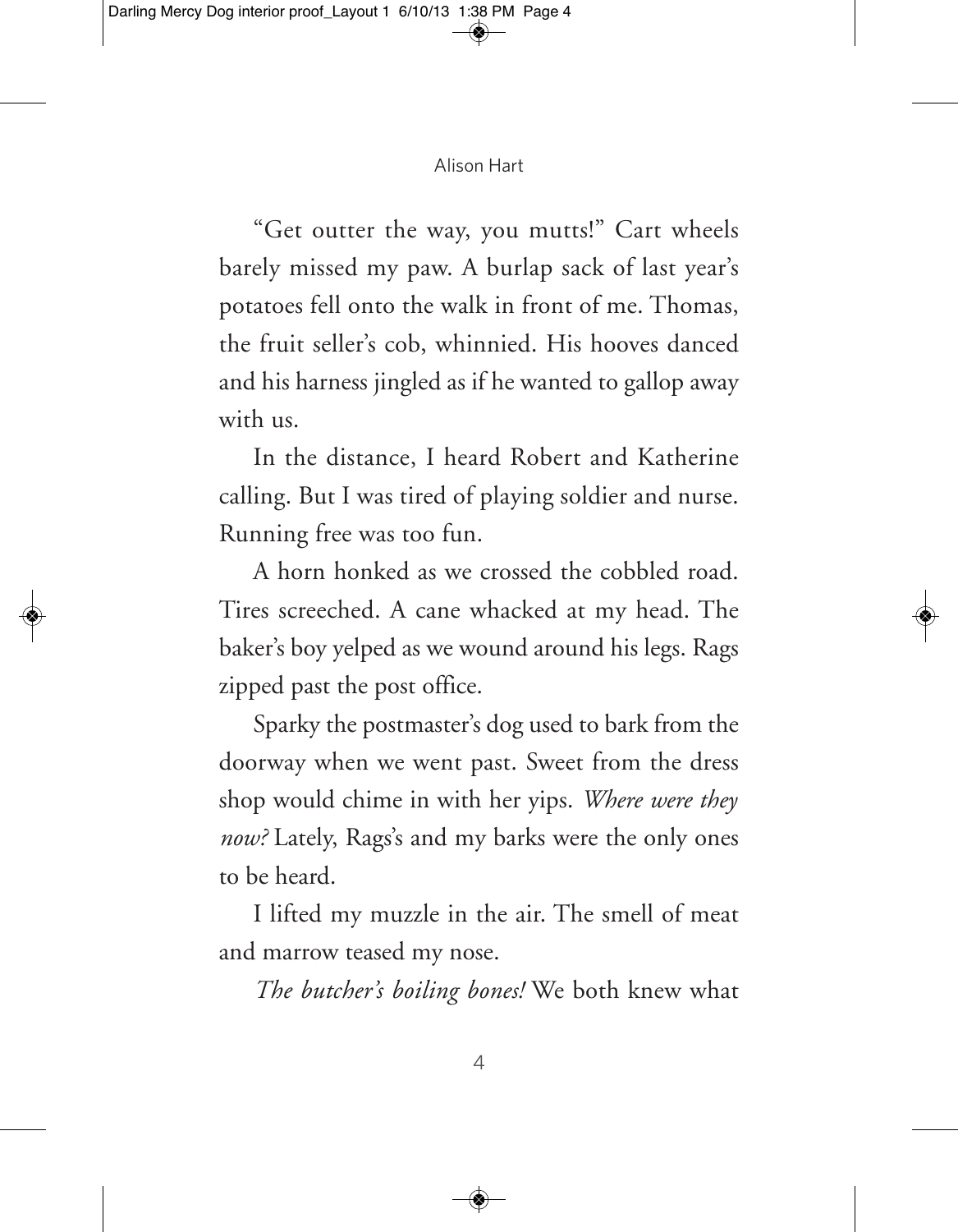"Get outter the way, you mutts!" Cart wheels barely missed my paw. A burlap sack of last year's potatoes fell onto the walk in front of me. Thomas, the fruit seller's cob, whinnied. His hooves danced and his harness jingled as if he wanted to gallop away with us.

In the distance, I heard Robert and Katherine calling. But I was tired of playing soldier and nurse. Running free was too fun.

A horn honked as we crossed the cobbled road. Tires screeched. A cane whacked at my head. The baker's boy yelped as we wound around his legs. Rags zipped past the post office.

Sparky the postmaster's dog used to bark from the doorway when we went past. Sweet from the dress shop would chime in with her yips. *Where were they now?* Lately, Rags's and my barks were the only ones to be heard.

I lifted my muzzle in the air. The smell of meat and marrow teased my nose.

*The butcher's boiling bones!* We both knew what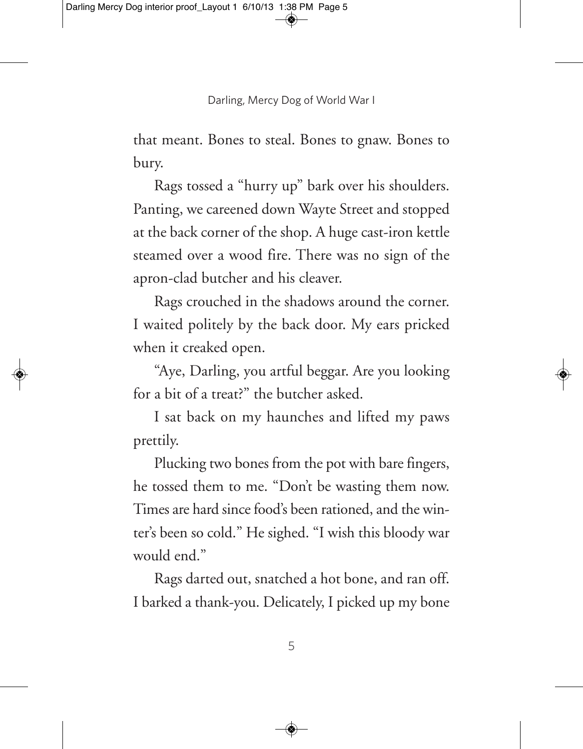that meant. Bones to steal. Bones to gnaw. Bones to bury.

Rags tossed a "hurry up" bark over his shoulders. Panting, we careened down Wayte Street and stopped at the back corner of the shop. A huge cast-iron kettle steamed over a wood fire. There was no sign of the apron-clad butcher and his cleaver.

Rags crouched in the shadows around the corner. I waited politely by the back door. My ears pricked when it creaked open.

"Aye, Darling, you artful beggar. Are you looking for a bit of a treat?" the butcher asked.

I sat back on my haunches and lifted my paws prettily.

Plucking two bones from the pot with bare fingers, he tossed them to me. "Don't be wasting them now. Times are hard since food's been rationed, and the winter's been so cold." He sighed. "I wish this bloody war would end."

Rags darted out, snatched a hot bone, and ran off. I barked a thank-you. Delicately, I picked up my bone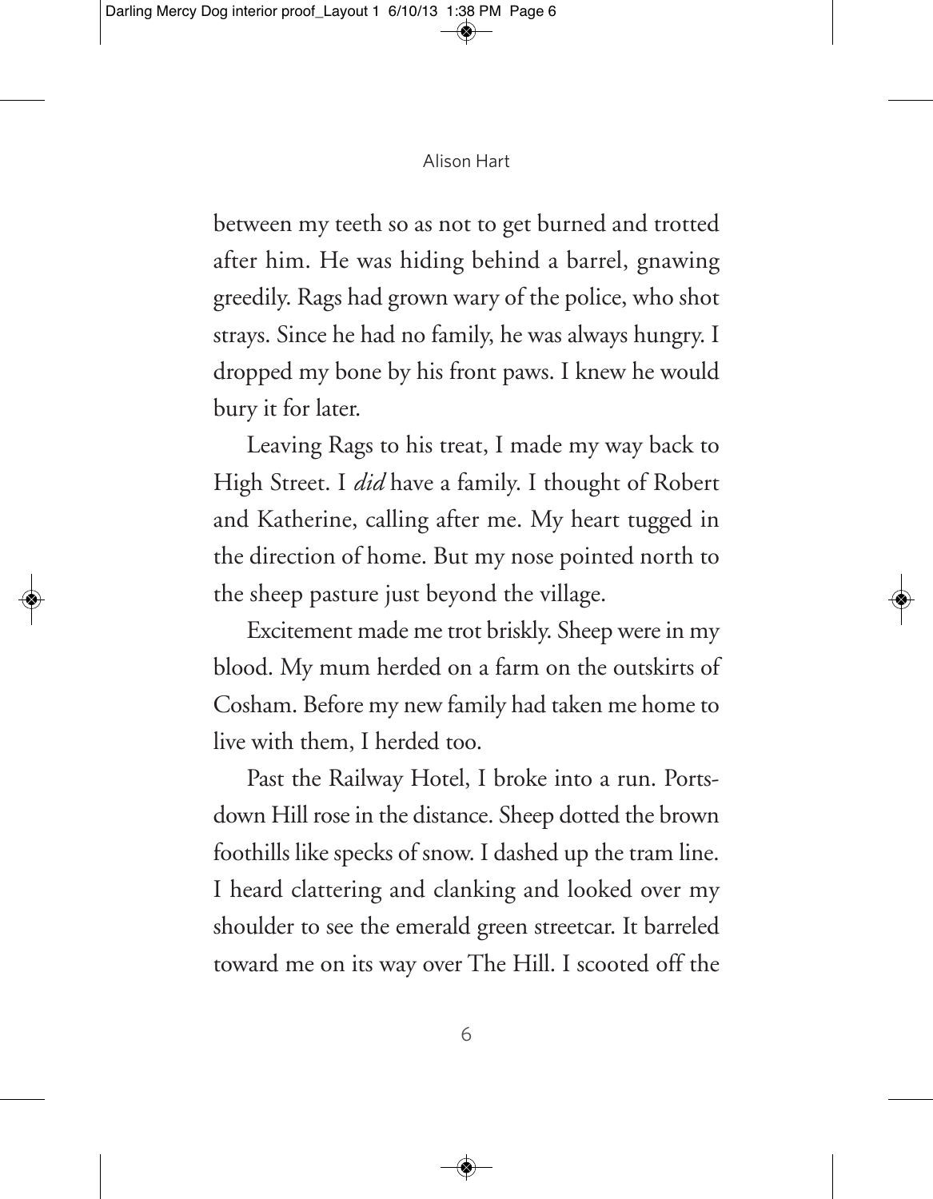between my teeth so as not to get burned and trotted after him. He was hiding behind a barrel, gnawing greedily. Rags had grown wary of the police, who shot strays. Since he had no family, he was always hungry. I dropped my bone by his front paws. I knew he would bury it for later.

Leaving Rags to his treat, I made my way back to High Street. I *did* have a family. I thought of Robert and Katherine, calling after me. My heart tugged in the direction of home. But my nose pointed north to the sheep pasture just beyond the village.

Excitement made me trot briskly. Sheep were in my blood. My mum herded on a farm on the outskirts of Cosham. Before my new family had taken me home to live with them, I herded too.

Past the Railway Hotel, I broke into a run. Portsdown Hill rose in the distance. Sheep dotted the brown foothills like specks of snow. I dashed up the tram line. I heard clattering and clanking and looked over my shoulder to see the emerald green streetcar. It barreled toward me on its way over The Hill. I scooted off the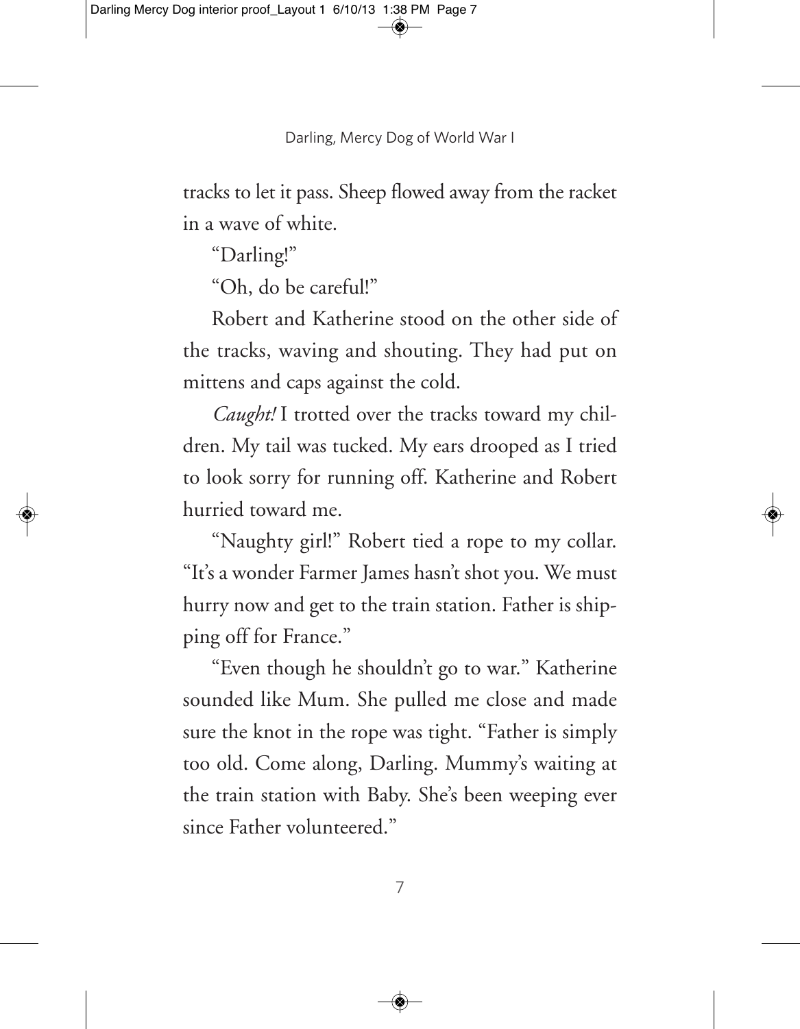tracks to let it pass. Sheep flowed away from the racket in a wave of white.

"Darling!"

"Oh, do be careful!"

Robert and Katherine stood on the other side of the tracks, waving and shouting. They had put on mittens and caps against the cold.

*Caught!* I trotted over the tracks toward my children. My tail was tucked. My ears drooped as I tried to look sorry for running off. Katherine and Robert hurried toward me.

"Naughty girl!" Robert tied a rope to my collar. "It's a wonder Farmer James hasn't shot you. We must hurry now and get to the train station. Father is shipping off for France."

"Even though he shouldn't go to war." Katherine sounded like Mum. She pulled me close and made sure the knot in the rope was tight. "Father is simply too old. Come along, Darling. Mummy's waiting at the train station with Baby. She's been weeping ever since Father volunteered."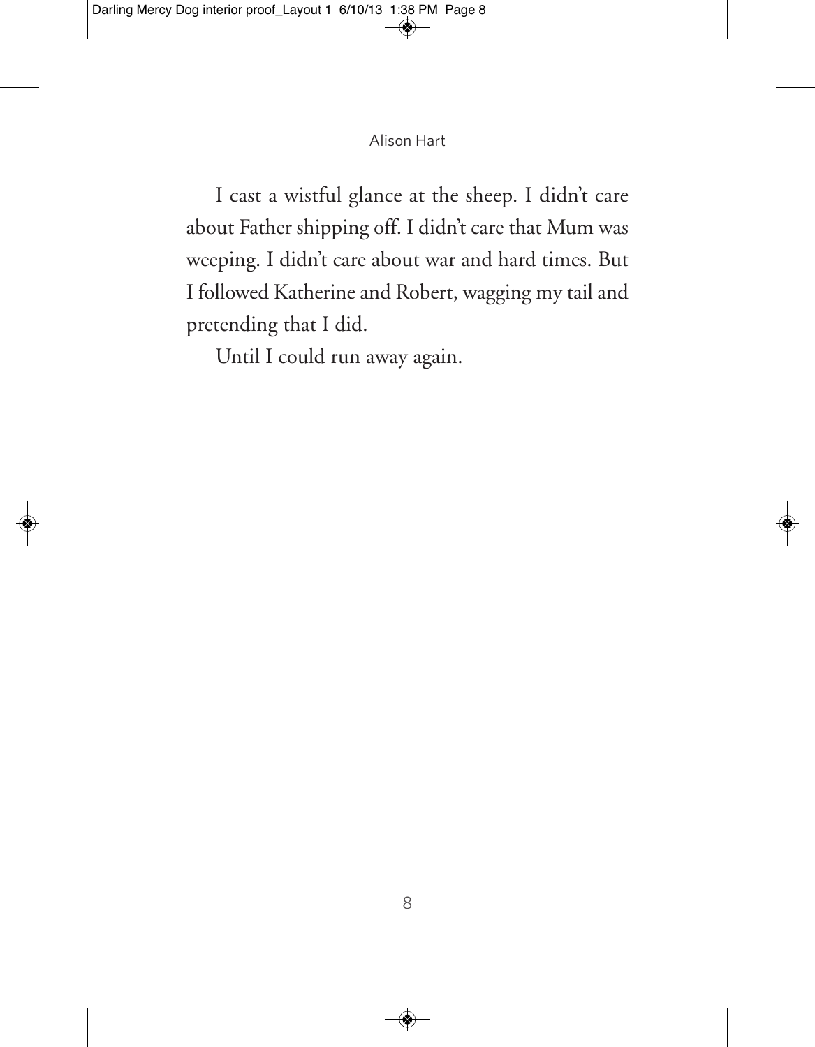I cast a wistful glance at the sheep. I didn't care about Father shipping off. I didn't care that Mum was weeping. I didn't care about war and hard times. But I followed Katherine and Robert, wagging my tail and pretending that I did.

Until I could run away again.